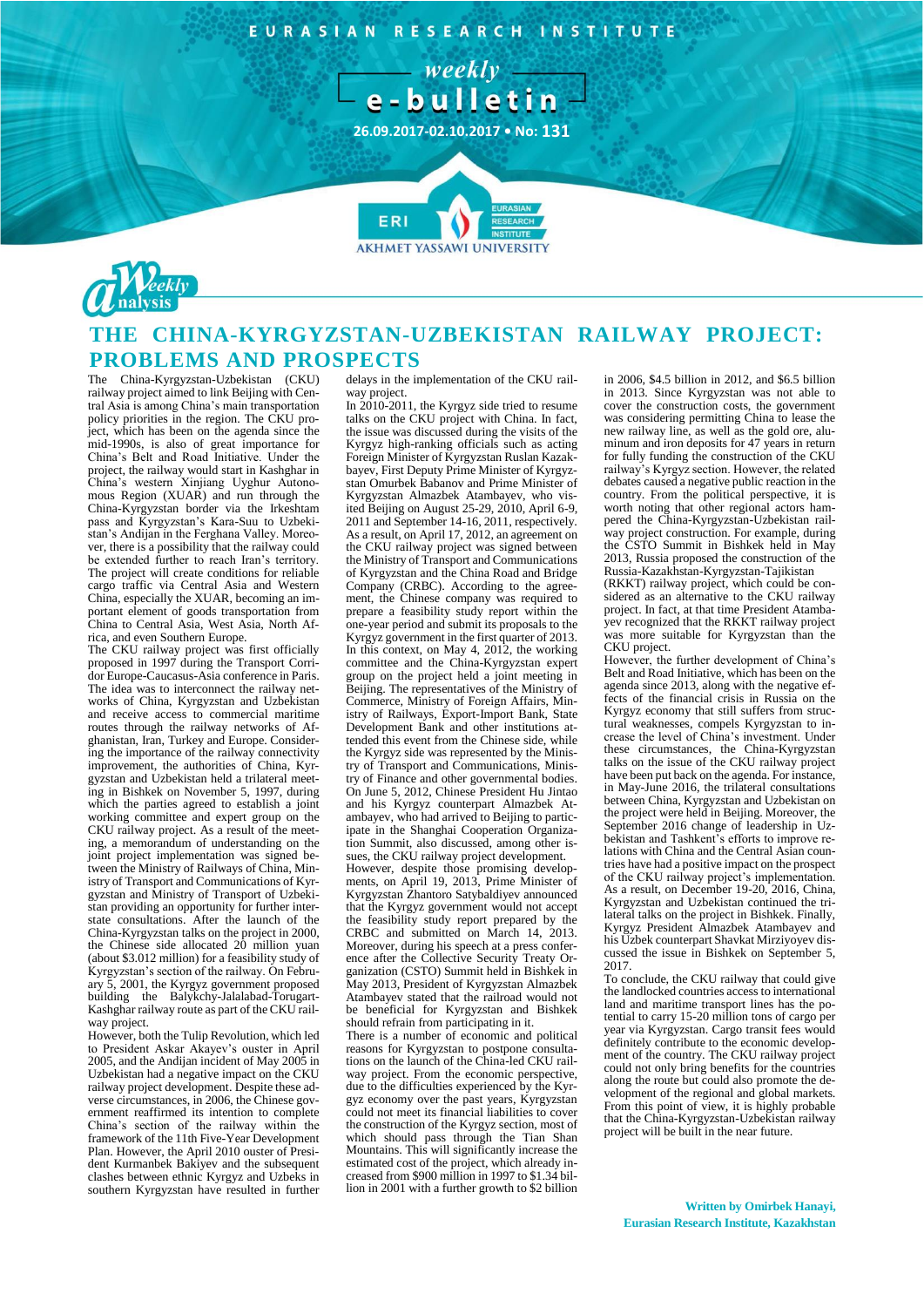EURASIAN RESEARCH INSTITUTE

weekly e-bulletin

26.09.2017-02.10.2017 • No: 131

Weekly analysis

# THE CHINA-KYRGYZSTAN-UZBEKISTAN RAILWAY PROJECT: PROBLEMS AND PROSPECTS

The China-Kyrgyzstan-Uzbekistan (CKU) railway project aimed to link Beijing with Central Asia is among China's main transportation policy priorities in the region. The CKU project, which has been on the agenda since the mid-1990s, is also of great importance for China's Belt and Road Initiative. Under the project, the railway would start in Kashghar in China's western Xinjiang Uyghur Autonomous Region (XUAR) and run through the China-Kyrgyzstan border via the Irkeshtam pass and Kyrgyzstan's Kara-Suu to Uzbekistan's Andijan in the Ferghana Valley. Moreover, there is a possibility that the railway could be extended further to reach Iran's territory. The project will create conditions for reliable cargo traffic via Central Asia and Western China, especially the XUAR, becoming an important element of goods transportation from China to Central Asia, West Asia, North Africa, and even Southern Europe.

The CKU railway project was first officially proposed in 1997 during the Transport Corridor Europe-Caucasus-Asia conference in Paris. The idea was to interconnect the railway networks of China, Kyrgyzstan and Uzbekistan and receive access to commercial maritime routes through the railway networks of Afghanistan, Iran, Turkey and Europe. Considering the importance of the railway connectivity improvement, the authorities of China, Kyrgyzstan and Uzbekistan held a trilateral meeting in Bishkek on November 5, 1997, during which the parties agreed to establish a joint working committee and expert group on the CKU railway project. As a result of the meeting, a memorandum of understanding on the joint project implementation was signed between the Ministry of Railways of China, Ministry of Transport and Communications of Kyrgyzstan and Ministry of Transport of Uzbekistan providing an opportunity for further interstate consultations. After the launch of the China-Kyrgyzstan talks on the project in 2000, the Chinese side allocated 20 million yuan (about $3.012 million) for a feasibility study of Kyrgyzstan's section of the railway. On February 5, 2001, the Kyrgyz government proposed building the Balykchy-Jalalabad-Torugart-Kashghar railway route as part of the CKU railway project.

However, both the Tulip Revolution, which led to President Askar Akayev's ouster in April 2005, and the Andijan incident of May 2005 in Uzbekistan had a negative impact on the CKU railway project development. Despite these adverse circumstances, in 2006, the Chinese government reaffirmed its intention to complete China's section of the railway within the framework of the 11th Five-Year Development Plan. However, the April 2010 ouster of President Kurmanbek Bakiyev and the subsequent clashes between ethnic Kyrgyz and Uzbeks in southern Kyrgyzstan have resulted in further delays in the implementation of the CKU railway project.

In 2010-2011, the Kyrgyz side tried to resume talks on the CKU project with China. In fact, the issue was discussed during the visits of the Kyrgyz high-ranking officials such as acting Foreign Minister of Kyrgyzstan Ruslan Kazakbayev, First Deputy Prime Minister of Kyrgyzstan Omurbek Babanov and Prime Minister of Kyrgyzstan Almazbek Atambayev, who visited Beijing on August 25-29, 2010, April 6-9, 2011 and September 14-16, 2011, respectively. As a result, on April 17, 2012, an agreement on the CKU railway project was signed between the Ministry of Transport and Communications of Kyrgyzstan and the China Road and Bridge Company (CRBC). According to the agreement, the Chinese company was required to prepare a feasibility study report within the one-year period and submit its proposals to the Kyrgyz government in the first quarter of 2013. In this context, on May 4, 2012, the working committee and the China-Kyrgyzstan expert group on the project held a joint meeting in Beijing. The representatives of the Ministry of Commerce, Ministry of Foreign Affairs, Ministry of Railways, Export-Import Bank, State Development Bank and other institutions attended this event from the Chinese side, while the Kyrgyz side was represented by the Ministry of Transport and Communications, Ministry of Finance and other governmental bodies. On June 5, 2012, Chinese President Hu Jintao and his Kyrgyz counterpart Almazbek Atambayev, who had arrived to Beijing to participate in the Shanghai Cooperation Organization Summit, also discussed, among other issues, the CKU railway project development.

However, despite those promising developments, on April 19, 2013, Prime Minister of Kyrgyzstan Zhantoro Satybaldiyev announced that the Kyrgyz government would not accept the feasibility study report prepared by the CRBC and submitted on March 14, 2013. Moreover, during his speech at a press conference after the Collective Security Treaty Organization (CSTO) Summit held in Bishkek in May 2013, President of Kyrgyzstan Almazbek Atambayev stated that the railroad would not be beneficial for Kyrgyzstan and Bishkek should refrain from participating in it.

There is a number of economic and political reasons for Kyrgyzstan to postpone consultations on the launch of the China-led CKU railway project. From the economic perspective, due to the difficulties experienced by the Kyrgyz economy over the past years, Kyrgyzstan could not meet its financial liabilities to cover the construction of the Kyrgyz section, most of which should pass through the Tian Shan mountains. This will significantly increase the estimated cost of the project, which already increased from $900 million in 1997 to $1.34 billion in 2001 with a further growth to $2 billion in 2006, $4.5 billion in 2012, and $6.5 billion in 2013. Since Kyrgyzstan was not able to cover the construction costs, the government was considering permitting China to lease the new railway line, as well as the gold ore, aluminum and iron deposits for 47 years in return for fully funding the construction of the CKU railway's Kyrgyz section. However, the related debates caused a negative public reaction in the country. From the political perspective, it is worth noting that other regional actors hampered the China-Kyrgyzstan-Uzbekistan railway project construction. For example, during the CSTO Summit in Bishkek held in May 2013, Russia proposed the construction of the Russia-Kazakhstan-Kyrgyzstan-Tajikistan (RKKT) railway project, which could be considered as an alternative to the CKU railway project. In fact, at that time President Atambayev recognized that the RKKT railway project was more suitable for Kyrgyzstan than the CKU project.

However, the further development of China's Belt and Road Initiative, which has been on the agenda since 2013, along with the negative effects of the financial crisis in Russia on the Kyrgyz economy that still suffers from structural weaknesses, compels Kyrgyzstan to increase the level of China's investment. Under these circumstances, the China-Kyrgyzstan talks on the issue of the CKU railway project have been put back on the agenda. For instance, in May-June 2016, the trilateral consultations between China, Kyrgyzstan and Uzbekistan on the project were held in Beijing. Moreover, the September 2016 change of leadership in Uzbekistan and Tashkent's efforts to improve relations with China and the Central Asian countries have had a positive impact on the prospect of the CKU railway project's implementation. As a result, on December 19-20, 2016, China, Kyrgyzstan and Uzbekistan continued the trilateral talks on the project in Bishkek. Finally, Kyrgyz President Almazbek Atambayev and his Uzbek counterpart Shavkat Mirziyoyev discussed the issue in Bishkek on September 5, 2017.

To conclude, the CKU railway that could give the landlocked countries access to international land and maritime transport lines has the potential to carry 15-20 million tons of cargo per year via Kyrgyzstan. Cargo transit fees would definitely contribute to the economic development of the country. The CKU railway project could not only bring benefits for the countries along the route but could also promote the development of the regional and global markets. From this point of view, it is highly probable that the China-Kyrgyzstan-Uzbekistan railway project will be built in the near future.

**Written by Omirbek Hanayi,**
**Eurasian Research Institute, Kazakhstan**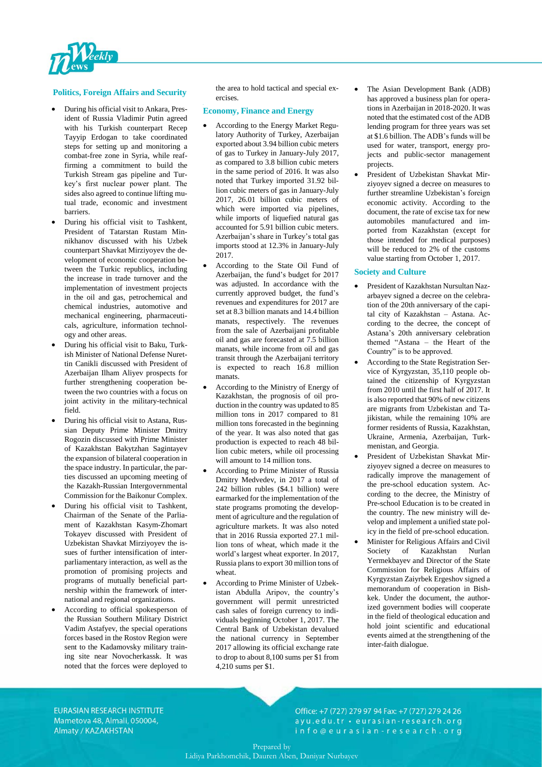## Politics, Foreign Affairs and Security

- During his official visit to Ankara, President of Russia Vladimir Putin agreed with his Turkish counterpart Recep Tayyip Erdogan to take coordinated steps for setting up and monitoring a combat-free zone in Syria, while reaffirming a commitment to build the Turkish Stream gas pipeline and Turkey's first nuclear power plant. The sides also agreed to continue lifting mutual trade, economic and investment barriers.
- During his official visit to Tashkent, President of Tatarstan Rustam Minnikhanov discussed with his Uzbek counterpart Shavkat Mirziyoyev the development of economic cooperation between the Turkic republics, including the increase in trade turnover and the implementation of investment projects in the oil and gas, petrochemical and chemical industries, automotive and mechanical engineering, pharmaceuticals, agriculture, information technology and other areas.
- During his official visit to Baku, Turkish Minister of National Defense Nurettin Canikli discussed with President of Azerbaijan Ilham Aliyev prospects for further strengthening cooperation between the two countries with a focus on joint activity in the military-technical field.
- During his official visit to Astana, Russian Deputy Prime Minister Dmitry Rogozin discussed with Prime Minister of Kazakhstan Bakytzhan Sagintayev the expansion of bilateral cooperation in the space industry. In particular, the parties discussed an upcoming meeting of the Kazakh-Russian Intergovernmental Commission for the Baikonur Complex.
- During his official visit to Tashkent, Chairman of the Senate of the Parliament of Kazakhstan Kasym-Zhomart Tokayev discussed with President of Uzbekistan Shavkat Mirziyoyev the issues of further intensification of inter-parliamentary interaction, as well as the promotion of promising projects and programs of mutually beneficial partnership within the framework of international and regional organizations.
- According to official spokesperson of the Russian Southern Military District Vadim Astafyev, the special operations forces based in the Rostov Region were sent to the Kadamovsky military training site near Novocherkassk. It was noted that the forces were deployed to the area to hold tactical and special exercises.

## Economy, Finance and Energy

- According to the Energy Market Regulatory Authority of Turkey, Azerbaijan exported about 3.94 billion cubic meters of gas to Turkey in January-July 2017, as compared to 3.8 billion cubic meters in the same period of 2016. It was also noted that Turkey imported 31.92 billion cubic meters of gas in January-July 2017, 26.01 billion cubic meters of which were imported via pipelines, while imports of liquefied natural gas accounted for 5.91 billion cubic meters. Azerbaijan's share in Turkey's total gas imports stood at 12.3% in January-July 2017.
- According to the State Oil Fund of Azerbaijan, the fund's budget for 2017 was adjusted. In accordance with the currently approved budget, the fund's revenues and expenditures for 2017 are set at 8.3 billion manats and 14.4 billion manats, respectively. The revenues from the sale of Azerbaijani profitable oil and gas are forecasted at 7.5 billion manats, while income from oil and gas transit through the Azerbaijani territory is expected to reach 16.8 million manats.
- According to the Ministry of Energy of Kazakhstan, the prognosis of oil production in the country was updated to 85 million tons in 2017 compared to 81 million tons forecasted in the beginning of the year. It was also noted that gas production is expected to reach 48 billion cubic meters, while oil processing will amount to 14 million tons.
- According to Prime Minister of Russia Dmitry Medvedev, in 2017 a total of 242 billion rubles ($4.1 billion) were earmarked for the implementation of the state programs promoting the development of agriculture and the regulation of agriculture markets. It was also noted that in 2016 Russia exported 27.1 million tons of wheat, which made it the world's largest wheat exporter. In 2017, Russia plans to export 30 million tons of wheat.
- According to Prime Minister of Uzbekistan Abdulla Aripov, the country's government will permit unrestricted cash sales of foreign currency to individuals beginning October 1, 2017. The Central Bank of Uzbekistan devalued the national currency in September 2017 allowing its official exchange rate to drop to about 8,100 sums per $1 from 4,210 sums per $1.
- The Asian Development Bank (ADB) has approved a business plan for operations in Azerbaijan in 2018-2020. It was noted that the estimated cost of the ADB lending program for three years was set at $1.6 billion. The ADB's funds will be used for water, transport, energy projects and public-sector management projects.
- President of Uzbekistan Shavkat Mirziyoyev signed a decree on measures to further streamline Uzbekistan's foreign economic activity. According to the document, the rate of excise tax for new automobiles manufactured and imported from Kazakhstan (except for those intended for medical purposes) will be reduced to 2% of the customs value starting from October 1, 2017.

## Society and Culture

- President of Kazakhstan Nursultan Nazarbayev signed a decree on the celebration of the 20th anniversary of the capital city of Kazakhstan – Astana. According to the decree, the concept of Astana's 20th anniversary celebration themed "Astana – the Heart of the Country" is to be approved.
- According to the State Registration Service of Kyrgyzstan, 35,110 people obtained the citizenship of Kyrgyzstan from 2010 until the first half of 2017. It is also reported that 90% of new citizens are migrants from Uzbekistan and Tajikistan, while the remaining 10% are former residents of Russia, Kazakhstan, Ukraine, Armenia, Azerbaijan, Turkmenistan, and Georgia.
- President of Uzbekistan Shavkat Mirziyoyev signed a decree on measures to radically improve the management of the pre-school education system. According to the decree, the Ministry of Pre-school Education is to be created in the country. The new ministry will develop and implement a unified state policy in the field of pre-school education.
- Minister for Religious Affairs and Civil Society of Kazakhstan Nurlan Yermekbayev and Director of the State Commission for Religious Affairs of Kyrgyzstan Zaiyrbek Ergeshov signed a memorandum of cooperation in Bishkek. Under the document, the authorized government bodies will cooperate in the field of theological education and hold joint scientific and educational events aimed at the strengthening of the inter-faith dialogue.

EURASIAN RESEARCH INSTITUTE
Mametova 48, Almali, 050004,
Almaty / KAZAKHSTAN

Office: +7 (727) 279 97 94 Fax: +7 (727) 279 24 26
ayu.edu.tr • eurasian-research.org
info@eurasian-research.org

Prepared by
Lidiya Parkhomchik, Dauren Aben, Daniyar Nurbayev